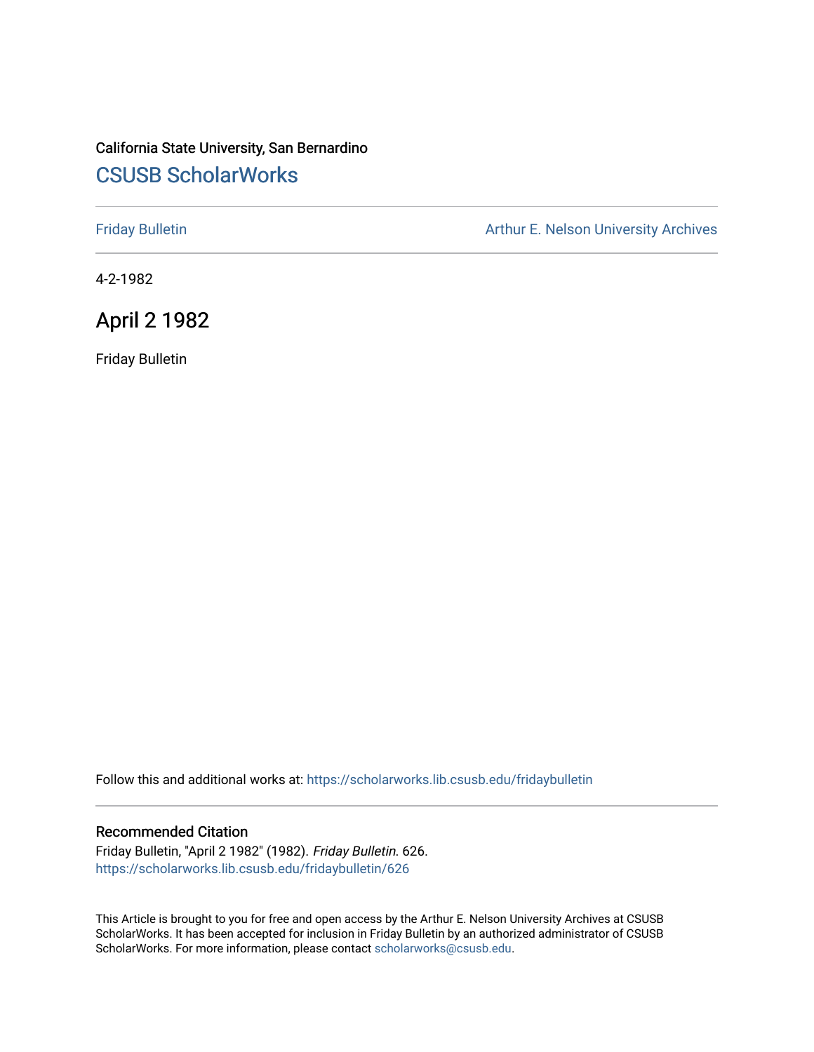California State University, San Bernardino

## CSUSB ScholarWorks

Friday Bulletin | Arthur E. Nelson University Archives

4-2-1982

# April 2 1982

Friday Bulletin

Follow this and additional works at: https://scholarworks.lib.csusb.edu/fridaybulletin

### Recommended Citation

Friday Bulletin, "April 2 1982" (1982). *Friday Bulletin*. 626.
https://scholarworks.lib.csusb.edu/fridaybulletin/626

This Article is brought to you for free and open access by the Arthur E. Nelson University Archives at CSUSB ScholarWorks. It has been accepted for inclusion in Friday Bulletin by an authorized administrator of CSUSB ScholarWorks. For more information, please contact scholarworks@csusb.edu.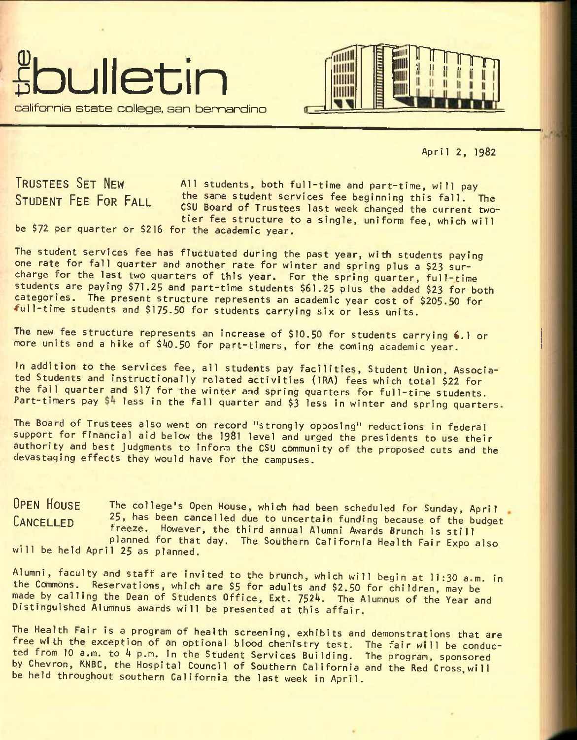# the bulletin

california state college, san bernardino

April 2, 1982

## TRUSTEES SET NEW STUDENT FEE FOR FALL

All students, both full-time and part-time, will pay the same student services fee beginning this fall. The CSU Board of Trustees last week changed the current two-tier fee structure to a single, uniform fee, which will be $72 per quarter or $216 for the academic year.

The student services fee has fluctuated during the past year, with students paying one rate for fall quarter and another rate for winter and spring plus a $23 surcharge for the last two quarters of this year. For the spring quarter, full-time students are paying $71.25 and part-time students $61.25 plus the added $23 for both categories. The present structure represents an academic year cost of $205.50 for full-time students and $175.50 for students carrying six or less units.

The new fee structure represents an increase of $10.50 for students carrying 6.1 or more units and a hike of $40.50 for part-timers, for the coming academic year.

In addition to the services fee, all students pay facilities, Student Union, Associated Students and instructionally related activities (IRA) fees which total $22 for the fall quarter and $17 for the winter and spring quarters for full-time students. Part-timers pay $4 less in the fall quarter and $3 less in winter and spring quarters.

The Board of Trustees also went on record "strongly opposing" reductions in federal support for financial aid below the 1981 level and urged the presidents to use their authority and best judgments to inform the CSU community of the proposed cuts and the devastaging effects they would have for the campuses.

## OPEN HOUSE CANCELLED

The college's Open House, which had been scheduled for Sunday, April 25, has been cancelled due to uncertain funding because of the budget freeze. However, the third annual Alumni Awards Brunch is still planned for that day. The Southern California Health Fair Expo also will be held April 25 as planned.

Alumni, faculty and staff are invited to the brunch, which will begin at 11:30 a.m. in the Commons. Reservations, which are $5 for adults and $2.50 for children, may be made by calling the Dean of Students Office, Ext. 7524. The Alumnus of the Year and Distinguished Alumnus awards will be presented at this affair.

The Health Fair is a program of health screening, exhibits and demonstrations that are free with the exception of an optional blood chemistry test. The fair will be conducted from 10 a.m. to 4 p.m. in the Student Services Building. The program, sponsored by Chevron, KNBC, the Hospital Council of Southern California and the Red Cross, will be held throughout southern California the last week in April.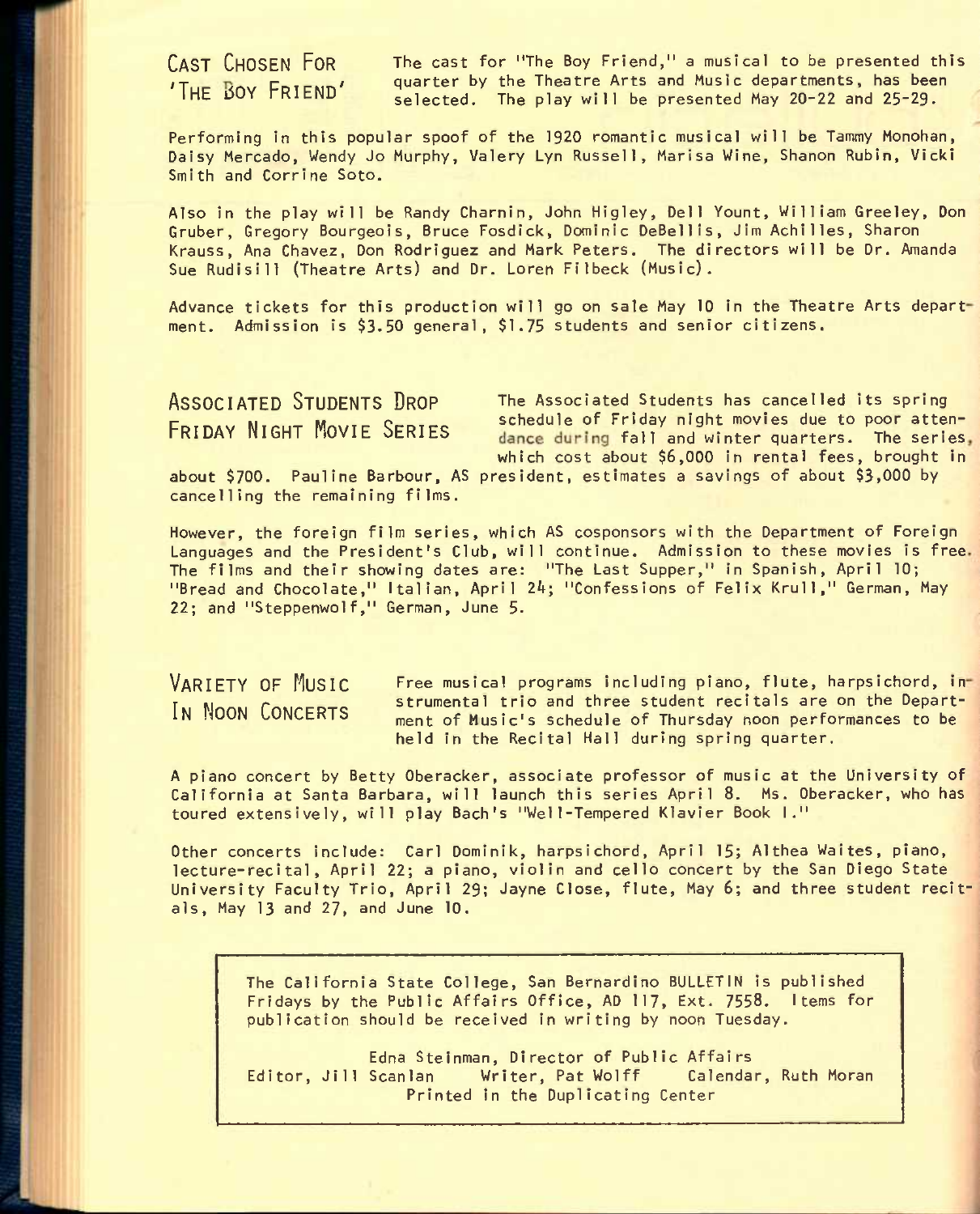## CAST CHOSEN FOR 'THE BOY FRIEND'

The cast for "The Boy Friend," a musical to be presented this quarter by the Theatre Arts and Music departments, has been selected. The play will be presented May 20-22 and 25-29.

Performing in this popular spoof of the 1920 romantic musical will be Tammy Monohan, Daisy Mercado, Wendy Jo Murphy, Valery Lyn Russell, Marisa Wine, Shanon Rubin, Vicki Smith and Corrine Soto.

Also in the play will be Randy Charnin, John Higley, Dell Yount, William Greeley, Don Gruber, Gregory Bourgeois, Bruce Fosdick, Dominic DeBellis, Jim Achilles, Sharon Krauss, Ana Chavez, Don Rodriguez and Mark Peters. The directors will be Dr. Amanda Sue Rudisill (Theatre Arts) and Dr. Loren Filbeck (Music).

Advance tickets for this production will go on sale May 10 in the Theatre Arts department. Admission is $3.50 general, $1.75 students and senior citizens.

## ASSOCIATED STUDENTS DROP FRIDAY NIGHT MOVIE SERIES

The Associated Students has cancelled its spring schedule of Friday night movies due to poor attendance during fall and winter quarters. The series, which cost about $6,000 in rental fees, brought in about $700. Pauline Barbour, AS president, estimates a savings of about $3,000 by cancelling the remaining films.

However, the foreign film series, which AS cosponsors with the Department of Foreign Languages and the President's Club, will continue. Admission to these movies is free. The films and their showing dates are: "The Last Supper," in Spanish, April 10; "Bread and Chocolate," Italian, April 24; "Confessions of Felix Krull," German, May 22; and "Steppenwolf," German, June 5.

## VARIETY OF MUSIC IN NOON CONCERTS

Free musical programs including piano, flute, harpsichord, instrumental trio and three student recitals are on the Department of Music's schedule of Thursday noon performances to be held in the Recital Hall during spring quarter.

A piano concert by Betty Oberacker, associate professor of music at the University of California at Santa Barbara, will launch this series April 8. Ms. Oberacker, who has toured extensively, will play Bach's "Well-Tempered Klavier Book I."

Other concerts include: Carl Dominik, harpsichord, April 15; Althea Waites, piano, lecture-recital, April 22; a piano, violin and cello concert by the San Diego State University Faculty Trio, April 29; Jayne Close, flute, May 6; and three student recitals, May 13 and 27, and June 10.

---

The California State College, San Bernardino BULLETIN is published Fridays by the Public Affairs Office, AD 117, Ext. 7558. Items for publication should be received in writing by noon Tuesday.

Edna Steinman, Director of Public Affairs
Editor, Jill Scanlan Writer, Pat Wolff Calendar, Ruth Moran
Printed in the Duplicating Center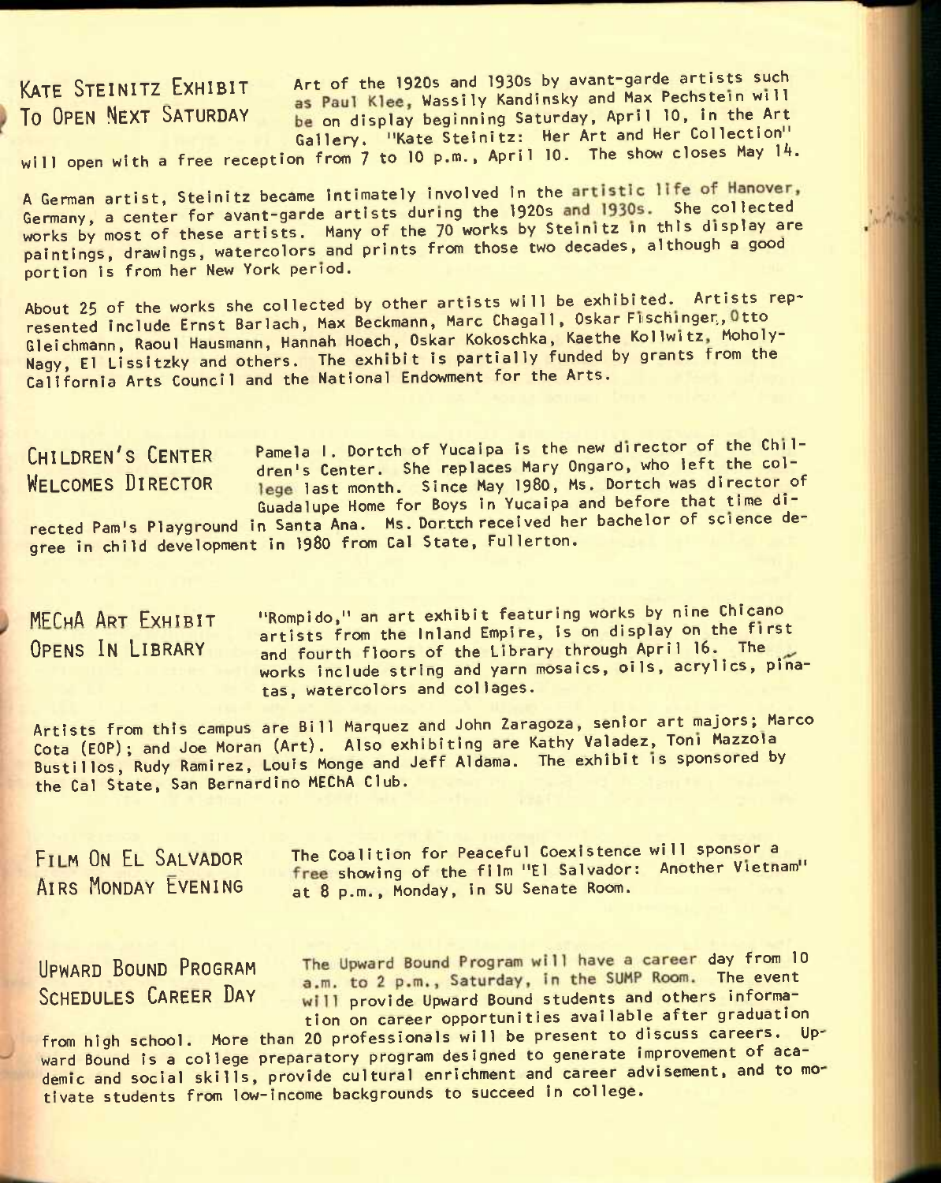## Kate Steinitz Exhibit To Open Next Saturday

Art of the 1920s and 1930s by avant-garde artists such as Paul Klee, Wassily Kandinsky and Max Pechstein will be on display beginning Saturday, April 10, in the Art Gallery. "Kate Steinitz: Her Art and Her Collection" will open with a free reception from 7 to 10 p.m., April 10. The show closes May 14.

A German artist, Steinitz became intimately involved in the artistic life of Hanover, Germany, a center for avant-garde artists during the 1920s and 1930s. She collected works by most of these artists. Many of the 70 works by Steinitz in this display are paintings, drawings, watercolors and prints from those two decades, although a good portion is from her New York period.

About 25 of the works she collected by other artists will be exhibited. Artists represented include Ernst Barlach, Max Beckmann, Marc Chagall, Oskar Fischinger, Otto Gleichmann, Raoul Hausmann, Hannah Hoech, Oskar Kokoschka, Kaethe Kollwitz, Moholy-Nagy, El Lissitzky and others. The exhibit is partially funded by grants from the California Arts Council and the National Endowment for the Arts.

## Children's Center Welcomes Director

Pamela I. Dortch of Yucaipa is the new director of the Children's Center. She replaces Mary Ongaro, who left the college last month. Since May 1980, Ms. Dortch was director of Guadalupe Home for Boys in Yucaipa and before that time directed Pam's Playground in Santa Ana. Ms. Dortch received her bachelor of science degree in child development in 1980 from Cal State, Fullerton.

## MEChA Art Exhibit Opens In Library

"Rompido," an art exhibit featuring works by nine Chicano artists from the Inland Empire, is on display on the first and fourth floors of the Library through April 16. The works include string and yarn mosaics, oils, acrylics, piñatas, watercolors and collages.

Artists from this campus are Bill Marquez and John Zaragoza, senior art majors; Marco Cota (EOP); and Joe Moran (Art). Also exhibiting are Kathy Valadez, Toni Mazzola Bustillos, Rudy Ramirez, Louis Monge and Jeff Aldama. The exhibit is sponsored by the Cal State, San Bernardino MEChA Club.

## Film On El Salvador Airs Monday Evening

The Coalition for Peaceful Coexistence will sponsor a free showing of the film "El Salvador: Another Vietnam" at 8 p.m., Monday, in SU Senate Room.

## Upward Bound Program Schedules Career Day

The Upward Bound Program will have a career day from 10 a.m. to 2 p.m., Saturday, in the SUMP Room. The event will provide Upward Bound students and others information on career opportunities available after graduation from high school. More than 20 professionals will be present to discuss careers. Upward Bound is a college preparatory program designed to generate improvement of academic and social skills, provide cultural enrichment and career advisement, and to motivate students from low-income backgrounds to succeed in college.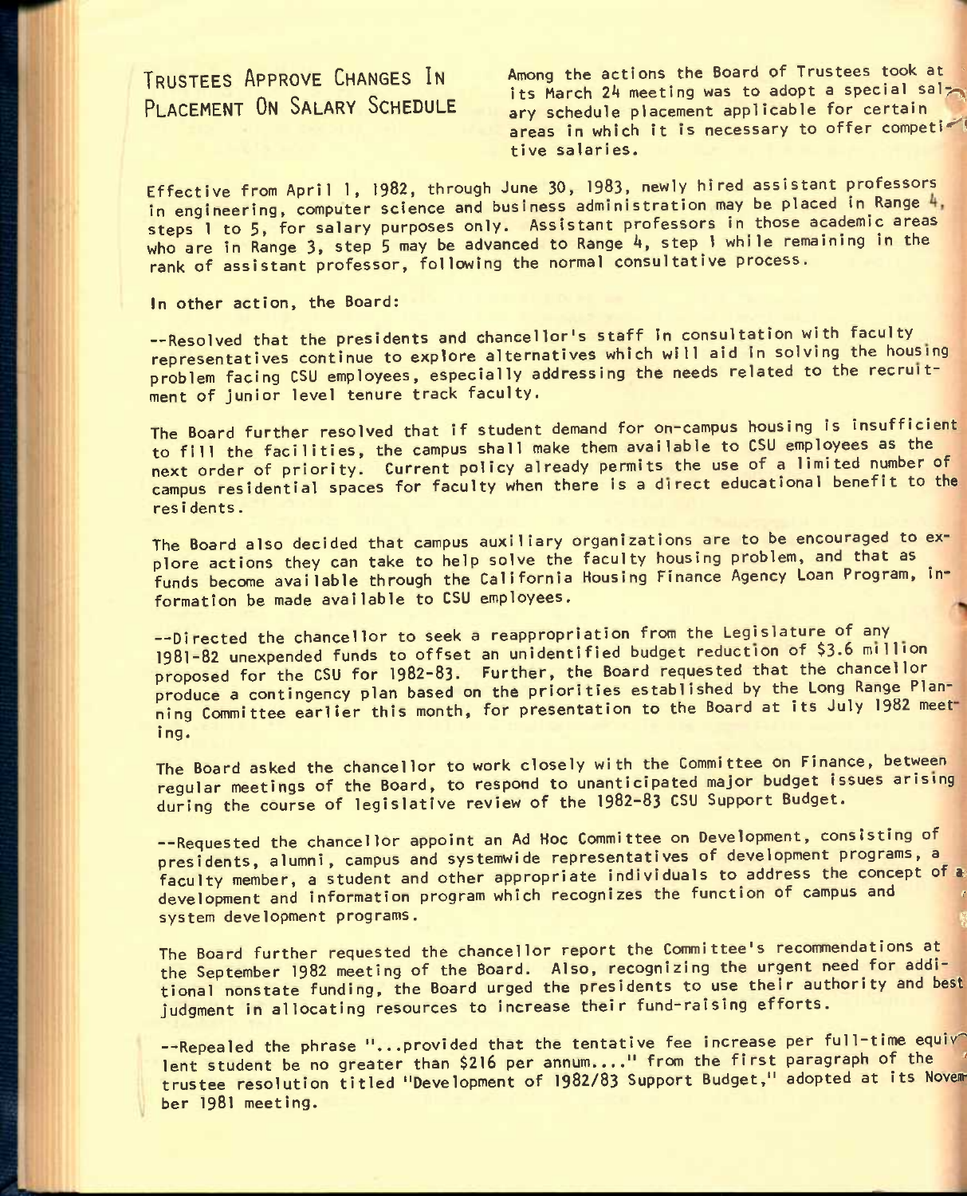## Trustees Approve Changes In Placement On Salary Schedule

Among the actions the Board of Trustees took at its March 24 meeting was to adopt a special salary schedule placement applicable for certain areas in which it is necessary to offer competitive salaries.

Effective from April 1, 1982, through June 30, 1983, newly hired assistant professors in engineering, computer science and business administration may be placed in Range 4, steps 1 to 5, for salary purposes only. Assistant professors in those academic areas who are in Range 3, step 5 may be advanced to Range 4, step 1 while remaining in the rank of assistant professor, following the normal consultative process.

In other action, the Board:

--Resolved that the presidents and chancellor's staff in consultation with faculty representatives continue to explore alternatives which will aid in solving the housing problem facing CSU employees, especially addressing the needs related to the recruitment of junior level tenure track faculty.

The Board further resolved that if student demand for on-campus housing is insufficient to fill the facilities, the campus shall make them available to CSU employees as the next order of priority. Current policy already permits the use of a limited number of campus residential spaces for faculty when there is a direct educational benefit to the residents.

The Board also decided that campus auxiliary organizations are to be encouraged to explore actions they can take to help solve the faculty housing problem, and that as funds become available through the California Housing Finance Agency Loan Program, information be made available to CSU employees.

--Directed the chancellor to seek a reappropriation from the Legislature of any 1981-82 unexpended funds to offset an unidentified budget reduction of $3.6 million proposed for the CSU for 1982-83. Further, the Board requested that the chancellor produce a contingency plan based on the priorities established by the Long Range Planning Committee earlier this month, for presentation to the Board at its July 1982 meeting.

The Board asked the chancellor to work closely with the Committee on Finance, between regular meetings of the Board, to respond to unanticipated major budget issues arising during the course of legislative review of the 1982-83 CSU Support Budget.

--Requested the chancellor appoint an Ad Hoc Committee on Development, consisting of presidents, alumni, campus and systemwide representatives of development programs, a faculty member, a student and other appropriate individuals to address the concept of a development and information program which recognizes the function of campus and system development programs.

The Board further requested the chancellor report the Committee's recommendations at the September 1982 meeting of the Board. Also, recognizing the urgent need for additional nonstate funding, the Board urged the presidents to use their authority and best judgment in allocating resources to increase their fund-raising efforts.

--Repealed the phrase "...provided that the tentative fee increase per full-time equivalent student be no greater than $216 per annum...." from the first paragraph of the trustee resolution titled "Development of 1982/83 Support Budget," adopted at its November 1981 meeting.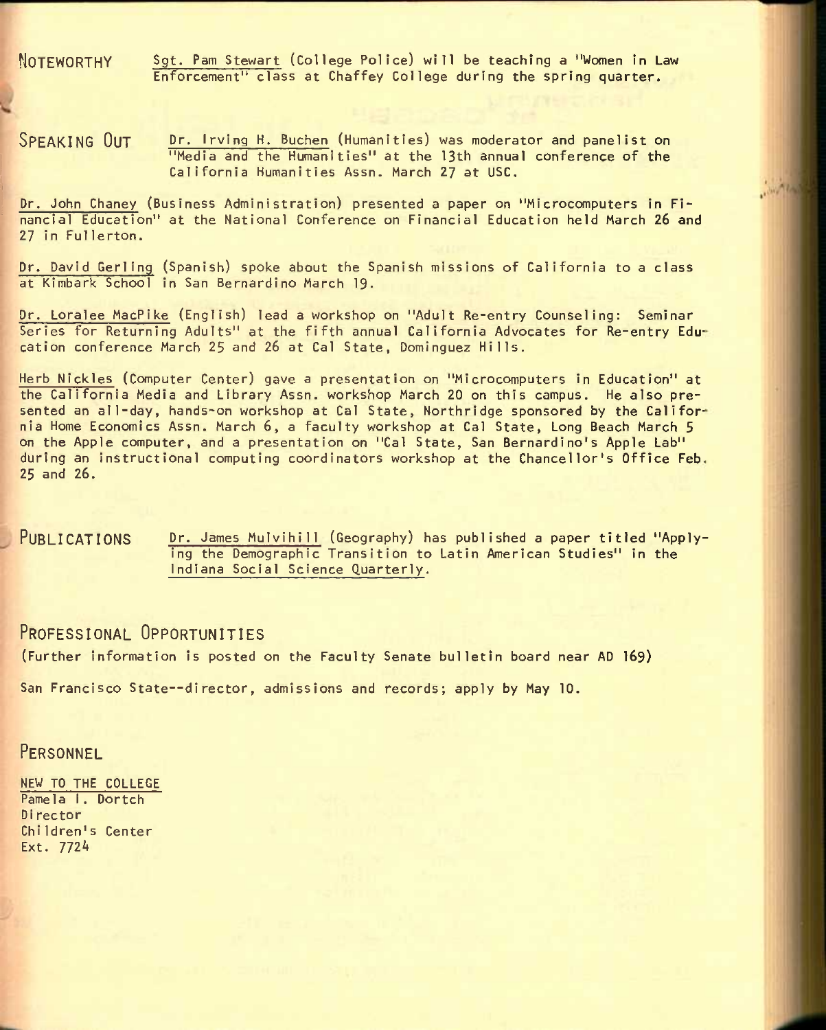## NOTEWORTHY

Sgt. Pam Stewart (College Police) will be teaching a "Women in Law Enforcement" class at Chaffey College during the spring quarter.

## SPEAKING OUT

Dr. Irving H. Buchen (Humanities) was moderator and panelist on "Media and the Humanities" at the 13th annual conference of the California Humanities Assn. March 27 at USC.

Dr. John Chaney (Business Administration) presented a paper on "Microcomputers in Financial Education" at the National Conference on Financial Education held March 26 and 27 in Fullerton.

Dr. David Gerling (Spanish) spoke about the Spanish missions of California to a class at Kimbark School in San Bernardino March 19.

Dr. Loralee MacPike (English) lead a workshop on "Adult Re-entry Counseling: Seminar Series for Returning Adults" at the fifth annual California Advocates for Re-entry Education conference March 25 and 26 at Cal State, Dominguez Hills.

Herb Nickles (Computer Center) gave a presentation on "Microcomputers in Education" at the California Media and Library Assn. workshop March 20 on this campus. He also presented an all-day, hands-on workshop at Cal State, Northridge sponsored by the California Home Economics Assn. March 6, a faculty workshop at Cal State, Long Beach March 5 on the Apple computer, and a presentation on "Cal State, San Bernardino's Apple Lab" during an instructional computing coordinators workshop at the Chancellor's Office Feb. 25 and 26.

## PUBLICATIONS

Dr. James Mulvihill (Geography) has published a paper titled "Applying the Demographic Transition to Latin American Studies" in the Indiana Social Science Quarterly.

## PROFESSIONAL OPPORTUNITIES

(Further information is posted on the Faculty Senate bulletin board near AD 169)

San Francisco State--director, admissions and records; apply by May 10.

## PERSONNEL

NEW TO THE COLLEGE

Pamela I. Dortch
Director
Children's Center
Ext. 7724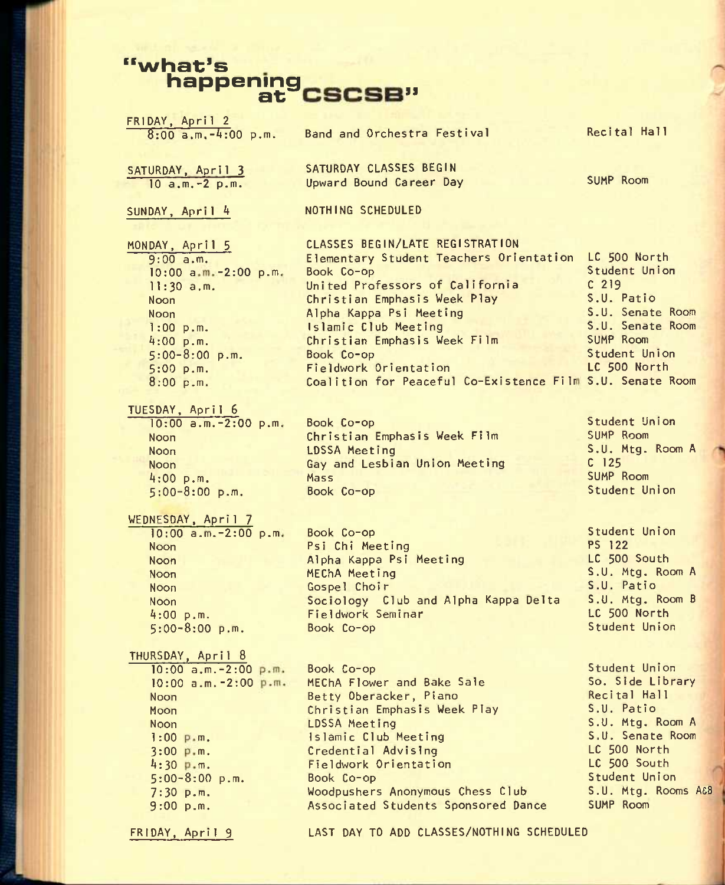# "what's happening at CSCSB"

**FRIDAY, April 2**

| | | |
|---|---|---|
| 8:00 a.m.-4:00 p.m. | Band and Orchestra Festival | Recital Hall |

**SATURDAY, April 3**

| | | |
|---|---|---|
| | SATURDAY CLASSES BEGIN | |
| 10 a.m.-2 p.m. | Upward Bound Career Day | SUMP Room |

**SUNDAY, April 4** — NOTHING SCHEDULED

**MONDAY, April 5** — CLASSES BEGIN/LATE REGISTRATION

| | | |
|---|---|---|
| 9:00 a.m. | Elementary Student Teachers Orientation | LC 500 North |
| 10:00 a.m.-2:00 p.m. | Book Co-op | Student Union |
| 11:30 a.m. | United Professors of California | C 219 |
| Noon | Christian Emphasis Week Play | S.U. Patio |
| Noon | Alpha Kappa Psi Meeting | S.U. Senate Room |
| 1:00 p.m. | Islamic Club Meeting | S.U. Senate Room |
| 4:00 p.m. | Christian Emphasis Week Film | SUMP Room |
| 5:00-8:00 p.m. | Book Co-op | Student Union |
| 5:00 p.m. | Fieldwork Orientation | LC 500 North |
| 8:00 p.m. | Coalition for Peaceful Co-Existence Film | S.U. Senate Room |

**TUESDAY, April 6**

| | | |
|---|---|---|
| 10:00 a.m.-2:00 p.m. | Book Co-op | Student Union |
| Noon | Christian Emphasis Week Film | SUMP Room |
| Noon | LDSSA Meeting | S.U. Mtg. Room A |
| Noon | Gay and Lesbian Union Meeting | C 125 |
| 4:00 p.m. | Mass | SUMP Room |
| 5:00-8:00 p.m. | Book Co-op | Student Union |

**WEDNESDAY, April 7**

| | | |
|---|---|---|
| 10:00 a.m.-2:00 p.m. | Book Co-op | Student Union |
| Noon | Psi Chi Meeting | PS 122 |
| Noon | Alpha Kappa Psi Meeting | LC 500 South |
| Noon | MEChA Meeting | S.U. Mtg. Room A |
| Noon | Gospel Choir | S.U. Patio |
| Noon | Sociology Club and Alpha Kappa Delta | S.U. Mtg. Room B |
| 4:00 p.m. | Fieldwork Seminar | LC 500 North |
| 5:00-8:00 p.m. | Book Co-op | Student Union |

**THURSDAY, April 8**

| | | |
|---|---|---|
| 10:00 a.m.-2:00 p.m. | Book Co-op | Student Union |
| 10:00 a.m.-2:00 p.m. | MEChA Flower and Bake Sale | So. Side Library |
| Noon | Betty Oberacker, Piano | Recital Hall |
| Moon | Christian Emphasis Week Play | S.U. Patio |
| Noon | LDSSA Meeting | S.U. Mtg. Room A |
| 1:00 p.m. | Islamic Club Meeting | S.U. Senate Room |
| 3:00 p.m. | Credential Advising | LC 500 North |
| 4:30 p.m. | Fieldwork Orientation | LC 500 South |
| 5:00-8:00 p.m. | Book Co-op | Student Union |
| 7:30 p.m. | Woodpushers Anonymous Chess Club | S.U. Mtg. Rooms A&B |
| 9:00 p.m. | Associated Students Sponsored Dance | SUMP Room |

**FRIDAY, April 9** — LAST DAY TO ADD CLASSES/NOTHING SCHEDULED